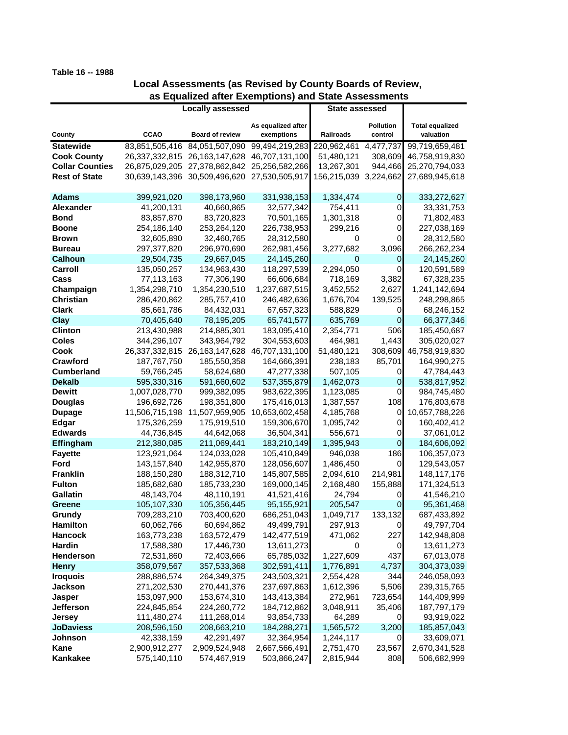Table 16 -- 1988

## Local Assessments (as Revised by County Boards of Review, as Equalized after Exemptions) and State Assessments

| | Locally assessed | | | State assessed | | |
|---|---|---|---|---|---|---|
| County | CCAO | Board of review | As equalized after exemptions | Railroads | Pollution control | Total equalized valuation |
| **Statewide** | 83,851,505,416 | 84,051,507,090 | 99,494,219,283 | 220,962,461 | 4,477,737 | 99,719,659,481 |
| **Cook County** | 26,337,332,815 | 26,163,147,628 | 46,707,131,100 | 51,480,121 | 308,609 | 46,758,919,830 |
| **Collar Counties** | 26,875,029,205 | 27,378,862,842 | 25,256,582,266 | 13,267,301 | 944,466 | 25,270,794,033 |
| **Rest of State** | 30,639,143,396 | 30,509,496,620 | 27,530,505,917 | 156,215,039 | 3,224,662 | 27,689,945,618 |
| | | | | | | |
| **Adams** | 399,921,020 | 398,173,960 | 331,938,153 | 1,334,474 | 0 | 333,272,627 |
| **Alexander** | 41,200,131 | 40,660,865 | 32,577,342 | 754,411 | 0 | 33,331,753 |
| **Bond** | 83,857,870 | 83,720,823 | 70,501,165 | 1,301,318 | 0 | 71,802,483 |
| **Boone** | 254,186,140 | 253,264,120 | 226,738,953 | 299,216 | 0 | 227,038,169 |
| **Brown** | 32,605,890 | 32,460,765 | 28,312,580 | 0 | 0 | 28,312,580 |
| **Bureau** | 297,377,820 | 296,970,690 | 262,981,456 | 3,277,682 | 3,096 | 266,262,234 |
| **Calhoun** | 29,504,735 | 29,667,045 | 24,145,260 | 0 | 0 | 24,145,260 |
| **Carroll** | 135,050,257 | 134,963,430 | 118,297,539 | 2,294,050 | 0 | 120,591,589 |
| **Cass** | 77,113,163 | 77,306,190 | 66,606,684 | 718,169 | 3,382 | 67,328,235 |
| **Champaign** | 1,354,298,710 | 1,354,230,510 | 1,237,687,515 | 3,452,552 | 2,627 | 1,241,142,694 |
| **Christian** | 286,420,862 | 285,757,410 | 246,482,636 | 1,676,704 | 139,525 | 248,298,865 |
| **Clark** | 85,661,786 | 84,432,031 | 67,657,323 | 588,829 | 0 | 68,246,152 |
| **Clay** | 70,405,640 | 78,195,205 | 65,741,577 | 635,769 | 0 | 66,377,346 |
| **Clinton** | 213,430,988 | 214,885,301 | 183,095,410 | 2,354,771 | 506 | 185,450,687 |
| **Coles** | 344,296,107 | 343,964,792 | 304,553,603 | 464,981 | 1,443 | 305,020,027 |
| **Cook** | 26,337,332,815 | 26,163,147,628 | 46,707,131,100 | 51,480,121 | 308,609 | 46,758,919,830 |
| **Crawford** | 187,767,750 | 185,550,358 | 164,666,391 | 238,183 | 85,701 | 164,990,275 |
| **Cumberland** | 59,766,245 | 58,624,680 | 47,277,338 | 507,105 | 0 | 47,784,443 |
| **Dekalb** | 595,330,316 | 591,660,602 | 537,355,879 | 1,462,073 | 0 | 538,817,952 |
| **Dewitt** | 1,007,028,770 | 999,382,095 | 983,622,395 | 1,123,085 | 0 | 984,745,480 |
| **Douglas** | 196,692,726 | 198,351,800 | 175,416,013 | 1,387,557 | 108 | 176,803,678 |
| **Dupage** | 11,506,715,198 | 11,507,959,905 | 10,653,602,458 | 4,185,768 | 0 | 10,657,788,226 |
| **Edgar** | 175,326,259 | 175,919,510 | 159,306,670 | 1,095,742 | 0 | 160,402,412 |
| **Edwards** | 44,736,845 | 44,642,068 | 36,504,341 | 556,671 | 0 | 37,061,012 |
| **Effingham** | 212,380,085 | 211,069,441 | 183,210,149 | 1,395,943 | 0 | 184,606,092 |
| **Fayette** | 123,921,064 | 124,033,028 | 105,410,849 | 946,038 | 186 | 106,357,073 |
| **Ford** | 143,157,840 | 142,955,870 | 128,056,607 | 1,486,450 | 0 | 129,543,057 |
| **Franklin** | 188,150,280 | 188,312,710 | 145,807,585 | 2,094,610 | 214,981 | 148,117,176 |
| **Fulton** | 185,682,680 | 185,733,230 | 169,000,145 | 2,168,480 | 155,888 | 171,324,513 |
| **Gallatin** | 48,143,704 | 48,110,191 | 41,521,416 | 24,794 | 0 | 41,546,210 |
| **Greene** | 105,107,330 | 105,356,445 | 95,155,921 | 205,547 | 0 | 95,361,468 |
| **Grundy** | 709,283,210 | 703,400,620 | 686,251,043 | 1,049,717 | 133,132 | 687,433,892 |
| **Hamilton** | 60,062,766 | 60,694,862 | 49,499,791 | 297,913 | 0 | 49,797,704 |
| **Hancock** | 163,773,238 | 163,572,479 | 142,477,519 | 471,062 | 227 | 142,948,808 |
| **Hardin** | 17,588,380 | 17,446,730 | 13,611,273 | 0 | 0 | 13,611,273 |
| **Henderson** | 72,531,860 | 72,403,666 | 65,785,032 | 1,227,609 | 437 | 67,013,078 |
| **Henry** | 358,079,567 | 357,533,368 | 302,591,411 | 1,776,891 | 4,737 | 304,373,039 |
| **Iroquois** | 288,886,574 | 264,349,375 | 243,503,321 | 2,554,428 | 344 | 246,058,093 |
| **Jackson** | 271,202,530 | 270,441,376 | 237,697,863 | 1,612,396 | 5,506 | 239,315,765 |
| **Jasper** | 153,097,900 | 153,674,310 | 143,413,384 | 272,961 | 723,654 | 144,409,999 |
| **Jefferson** | 224,845,854 | 224,260,772 | 184,712,862 | 3,048,911 | 35,406 | 187,797,179 |
| **Jersey** | 111,480,274 | 111,268,014 | 93,854,733 | 64,289 | 0 | 93,919,022 |
| **JoDaviess** | 208,596,150 | 208,663,210 | 184,288,271 | 1,565,572 | 3,200 | 185,857,043 |
| **Johnson** | 42,338,159 | 42,291,497 | 32,364,954 | 1,244,117 | 0 | 33,609,071 |
| **Kane** | 2,900,912,277 | 2,909,524,948 | 2,667,566,491 | 2,751,470 | 23,567 | 2,670,341,528 |
| **Kankakee** | 575,140,110 | 574,467,919 | 503,866,247 | 2,815,944 | 808 | 506,682,999 |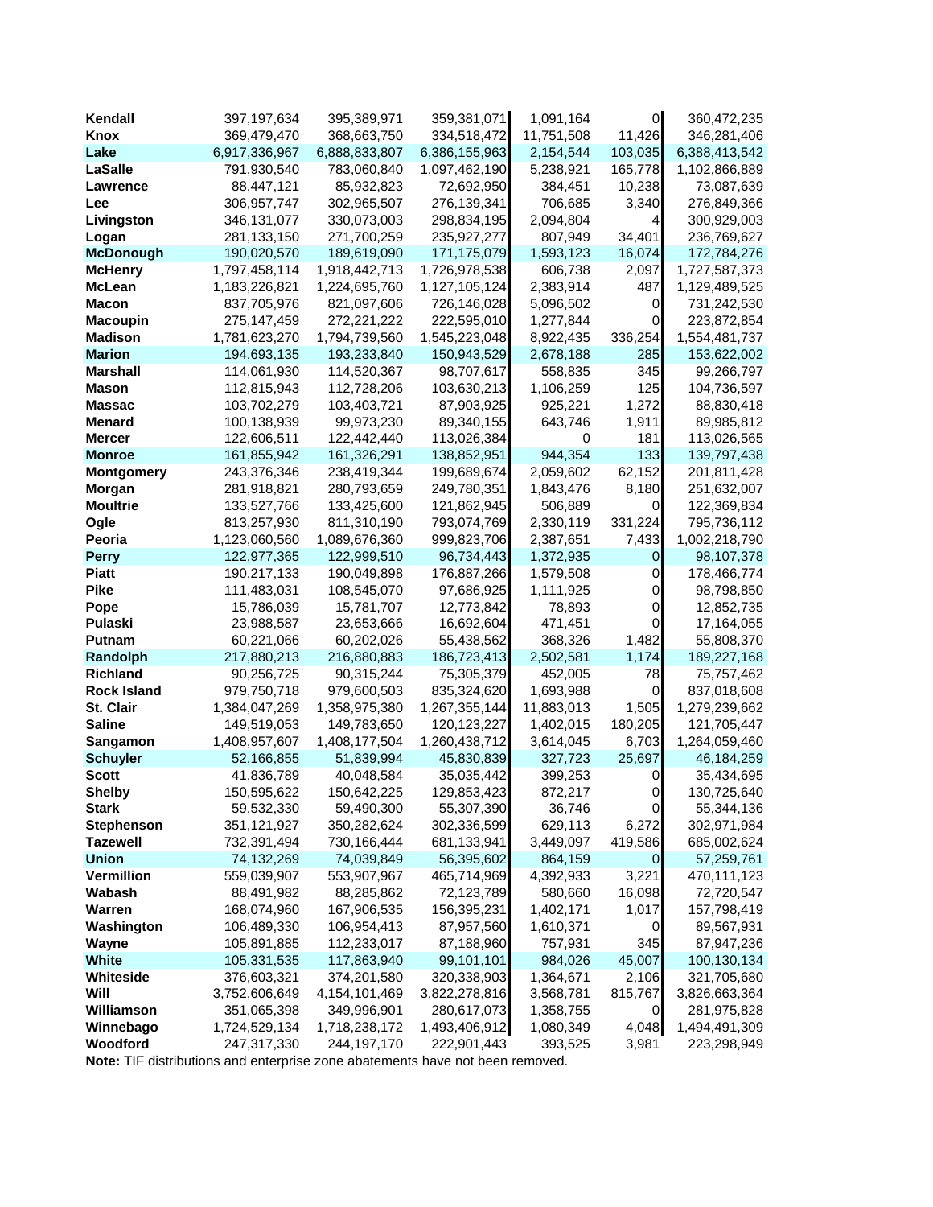| | | | | | | |
|---|---|---|---|---|---|---|
| **Kendall** | 397,197,634 | 395,389,971 | 359,381,071 | 1,091,164 | 0 | 360,472,235 |
| **Knox** | 369,479,470 | 368,663,750 | 334,518,472 | 11,751,508 | 11,426 | 346,281,406 |
| **Lake** | 6,917,336,967 | 6,888,833,807 | 6,386,155,963 | 2,154,544 | 103,035 | 6,388,413,542 |
| **LaSalle** | 791,930,540 | 783,060,840 | 1,097,462,190 | 5,238,921 | 165,778 | 1,102,866,889 |
| **Lawrence** | 88,447,121 | 85,932,823 | 72,692,950 | 384,451 | 10,238 | 73,087,639 |
| **Lee** | 306,957,747 | 302,965,507 | 276,139,341 | 706,685 | 3,340 | 276,849,366 |
| **Livingston** | 346,131,077 | 330,073,003 | 298,834,195 | 2,094,804 | 4 | 300,929,003 |
| **Logan** | 281,133,150 | 271,700,259 | 235,927,277 | 807,949 | 34,401 | 236,769,627 |
| **McDonough** | 190,020,570 | 189,619,090 | 171,175,079 | 1,593,123 | 16,074 | 172,784,276 |
| **McHenry** | 1,797,458,114 | 1,918,442,713 | 1,726,978,538 | 606,738 | 2,097 | 1,727,587,373 |
| **McLean** | 1,183,226,821 | 1,224,695,760 | 1,127,105,124 | 2,383,914 | 487 | 1,129,489,525 |
| **Macon** | 837,705,976 | 821,097,606 | 726,146,028 | 5,096,502 | 0 | 731,242,530 |
| **Macoupin** | 275,147,459 | 272,221,222 | 222,595,010 | 1,277,844 | 0 | 223,872,854 |
| **Madison** | 1,781,623,270 | 1,794,739,560 | 1,545,223,048 | 8,922,435 | 336,254 | 1,554,481,737 |
| **Marion** | 194,693,135 | 193,233,840 | 150,943,529 | 2,678,188 | 285 | 153,622,002 |
| **Marshall** | 114,061,930 | 114,520,367 | 98,707,617 | 558,835 | 345 | 99,266,797 |
| **Mason** | 112,815,943 | 112,728,206 | 103,630,213 | 1,106,259 | 125 | 104,736,597 |
| **Massac** | 103,702,279 | 103,403,721 | 87,903,925 | 925,221 | 1,272 | 88,830,418 |
| **Menard** | 100,138,939 | 99,973,230 | 89,340,155 | 643,746 | 1,911 | 89,985,812 |
| **Mercer** | 122,606,511 | 122,442,440 | 113,026,384 | 0 | 181 | 113,026,565 |
| **Monroe** | 161,855,942 | 161,326,291 | 138,852,951 | 944,354 | 133 | 139,797,438 |
| **Montgomery** | 243,376,346 | 238,419,344 | 199,689,674 | 2,059,602 | 62,152 | 201,811,428 |
| **Morgan** | 281,918,821 | 280,793,659 | 249,780,351 | 1,843,476 | 8,180 | 251,632,007 |
| **Moultrie** | 133,527,766 | 133,425,600 | 121,862,945 | 506,889 | 0 | 122,369,834 |
| **Ogle** | 813,257,930 | 811,310,190 | 793,074,769 | 2,330,119 | 331,224 | 795,736,112 |
| **Peoria** | 1,123,060,560 | 1,089,676,360 | 999,823,706 | 2,387,651 | 7,433 | 1,002,218,790 |
| **Perry** | 122,977,365 | 122,999,510 | 96,734,443 | 1,372,935 | 0 | 98,107,378 |
| **Piatt** | 190,217,133 | 190,049,898 | 176,887,266 | 1,579,508 | 0 | 178,466,774 |
| **Pike** | 111,483,031 | 108,545,070 | 97,686,925 | 1,111,925 | 0 | 98,798,850 |
| **Pope** | 15,786,039 | 15,781,707 | 12,773,842 | 78,893 | 0 | 12,852,735 |
| **Pulaski** | 23,988,587 | 23,653,666 | 16,692,604 | 471,451 | 0 | 17,164,055 |
| **Putnam** | 60,221,066 | 60,202,026 | 55,438,562 | 368,326 | 1,482 | 55,808,370 |
| **Randolph** | 217,880,213 | 216,880,883 | 186,723,413 | 2,502,581 | 1,174 | 189,227,168 |
| **Richland** | 90,256,725 | 90,315,244 | 75,305,379 | 452,005 | 78 | 75,757,462 |
| **Rock Island** | 979,750,718 | 979,600,503 | 835,324,620 | 1,693,988 | 0 | 837,018,608 |
| **St. Clair** | 1,384,047,269 | 1,358,975,380 | 1,267,355,144 | 11,883,013 | 1,505 | 1,279,239,662 |
| **Saline** | 149,519,053 | 149,783,650 | 120,123,227 | 1,402,015 | 180,205 | 121,705,447 |
| **Sangamon** | 1,408,957,607 | 1,408,177,504 | 1,260,438,712 | 3,614,045 | 6,703 | 1,264,059,460 |
| **Schuyler** | 52,166,855 | 51,839,994 | 45,830,839 | 327,723 | 25,697 | 46,184,259 |
| **Scott** | 41,836,789 | 40,048,584 | 35,035,442 | 399,253 | 0 | 35,434,695 |
| **Shelby** | 150,595,622 | 150,642,225 | 129,853,423 | 872,217 | 0 | 130,725,640 |
| **Stark** | 59,532,330 | 59,490,300 | 55,307,390 | 36,746 | 0 | 55,344,136 |
| **Stephenson** | 351,121,927 | 350,282,624 | 302,336,599 | 629,113 | 6,272 | 302,971,984 |
| **Tazewell** | 732,391,494 | 730,166,444 | 681,133,941 | 3,449,097 | 419,586 | 685,002,624 |
| **Union** | 74,132,269 | 74,039,849 | 56,395,602 | 864,159 | 0 | 57,259,761 |
| **Vermillion** | 559,039,907 | 553,907,967 | 465,714,969 | 4,392,933 | 3,221 | 470,111,123 |
| **Wabash** | 88,491,982 | 88,285,862 | 72,123,789 | 580,660 | 16,098 | 72,720,547 |
| **Warren** | 168,074,960 | 167,906,535 | 156,395,231 | 1,402,171 | 1,017 | 157,798,419 |
| **Washington** | 106,489,330 | 106,954,413 | 87,957,560 | 1,610,371 | 0 | 89,567,931 |
| **Wayne** | 105,891,885 | 112,233,017 | 87,188,960 | 757,931 | 345 | 87,947,236 |
| **White** | 105,331,535 | 117,863,940 | 99,101,101 | 984,026 | 45,007 | 100,130,134 |
| **Whiteside** | 376,603,321 | 374,201,580 | 320,338,903 | 1,364,671 | 2,106 | 321,705,680 |
| **Will** | 3,752,606,649 | 4,154,101,469 | 3,822,278,816 | 3,568,781 | 815,767 | 3,826,663,364 |
| **Williamson** | 351,065,398 | 349,996,901 | 280,617,073 | 1,358,755 | 0 | 281,975,828 |
| **Winnebago** | 1,724,529,134 | 1,718,238,172 | 1,493,406,912 | 1,080,349 | 4,048 | 1,494,491,309 |
| **Woodford** | 247,317,330 | 244,197,170 | 222,901,443 | 393,525 | 3,981 | 223,298,949 |

**Note:** TIF distributions and enterprise zone abatements have not been removed.